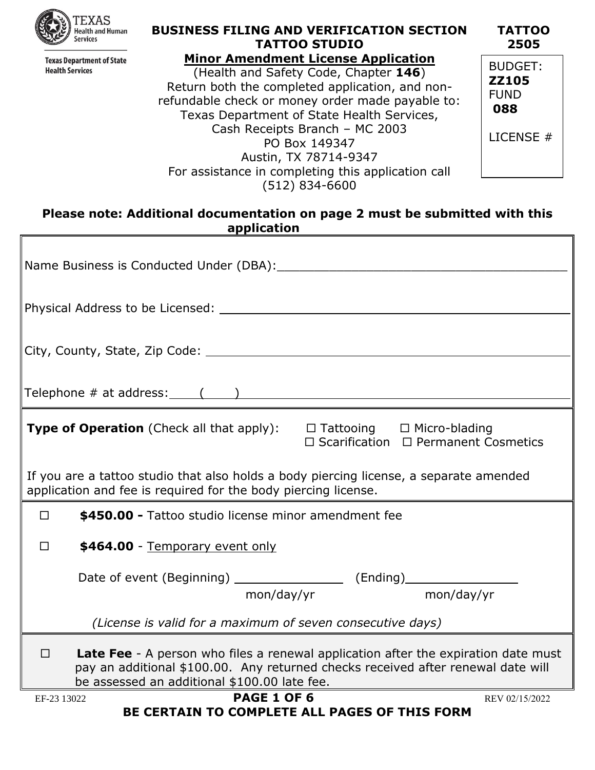Texas Health and Human Services

Texas Department of State Health Services

**BUSINESS FILING AND VERIFICATION SECTION**
**TATTOO STUDIO**

**TATTOO 2505**

## Minor Amendment License Application

(Health and Safety Code, Chapter **146**)
Return both the completed application, and non-refundable check or money order made payable to:
Texas Department of State Health Services,
Cash Receipts Branch – MC 2003
PO Box 149347
Austin, TX 78714-9347
For assistance in completing this application call
(512) 834-6600

BUDGET: **ZZ105**
FUND **088**
LICENSE #

**Please note: Additional documentation on page 2 must be submitted with this application**

Name Business is Conducted Under (DBA):_______________________________________

Physical Address to be Licensed: _______________________________________

City, County, State, Zip Code: _______________________________________

Telephone # at address: (    ) _______________________________________

**Type of Operation** (Check all that apply): ☐ Tattooing ☐ Micro-blading ☐ Scarification ☐ Permanent Cosmetics

If you are a tattoo studio that also holds a body piercing license, a separate amended application and fee is required for the body piercing license.

☐ **$450.00 -** Tattoo studio license minor amendment fee

☐ **$464.00** - Temporary event only

Date of event (Beginning) _______________ (Ending)_______________
mon/day/yr mon/day/yr

*(License is valid for a maximum of seven consecutive days)*

☐ **Late Fee** - A person who files a renewal application after the expiration date must pay an additional $100.00. Any returned checks received after renewal date will be assessed an additional $100.00 late fee.

EF-23 13022 REV 02/15/2022

**BE CERTAIN TO COMPLETE ALL PAGES OF THIS FORM**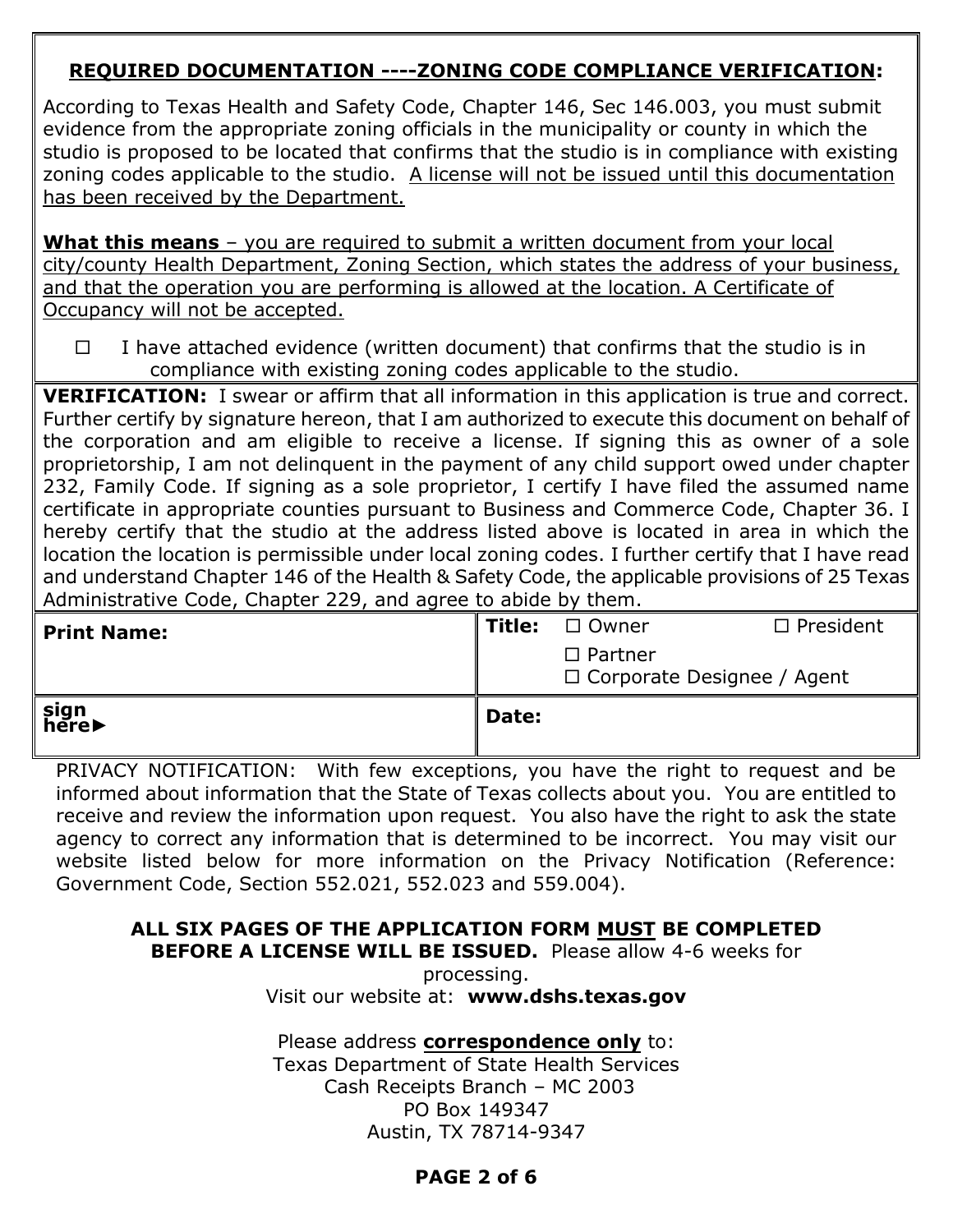**REQUIRED DOCUMENTATION ----ZONING CODE COMPLIANCE VERIFICATION:**

According to Texas Health and Safety Code, Chapter 146, Sec 146.003, you must submit evidence from the appropriate zoning officials in the municipality or county in which the studio is proposed to be located that confirms that the studio is in compliance with existing zoning codes applicable to the studio. <u>A license will not be issued until this documentation has been received by the Department.</u>

**What this means** – <u>you are required to submit a written document from your local city/county Health Department, Zoning Section, which states the address of your business, and that the operation you are performing is allowed at the location. A Certificate of Occupancy will not be accepted.</u>

☐ I have attached evidence (written document) that confirms that the studio is in compliance with existing zoning codes applicable to the studio.

**VERIFICATION:** I swear or affirm that all information in this application is true and correct. Further certify by signature hereon, that I am authorized to execute this document on behalf of the corporation and am eligible to receive a license. If signing this as owner of a sole proprietorship, I am not delinquent in the payment of any child support owed under chapter 232, Family Code. If signing as a sole proprietor, I certify I have filed the assumed name certificate in appropriate counties pursuant to Business and Commerce Code, Chapter 36. I hereby certify that the studio at the address listed above is located in area in which the location the location is permissible under local zoning codes. I further certify that I have read and understand Chapter 146 of the Health & Safety Code, the applicable provisions of 25 Texas Administrative Code, Chapter 229, and agree to abide by them.

| **Print Name:** | **Title:** ☐ Owner ☐ President ☐ Partner ☐ Corporate Designee / Agent |
|---|---|
| **sign here►** | **Date:** |

PRIVACY NOTIFICATION: With few exceptions, you have the right to request and be informed about information that the State of Texas collects about you. You are entitled to receive and review the information upon request. You also have the right to ask the state agency to correct any information that is determined to be incorrect. You may visit our website listed below for more information on the Privacy Notification (Reference: Government Code, Section 552.021, 552.023 and 559.004).

**ALL SIX PAGES OF THE APPLICATION FORM <u>MUST</u> BE COMPLETED BEFORE A LICENSE WILL BE ISSUED.** Please allow 4-6 weeks for processing.
Visit our website at: **www.dshs.texas.gov**

Please address **<u>correspondence only</u>** to:
Texas Department of State Health Services
Cash Receipts Branch – MC 2003
PO Box 149347
Austin, TX 78714-9347

**PAGE 2 of 6**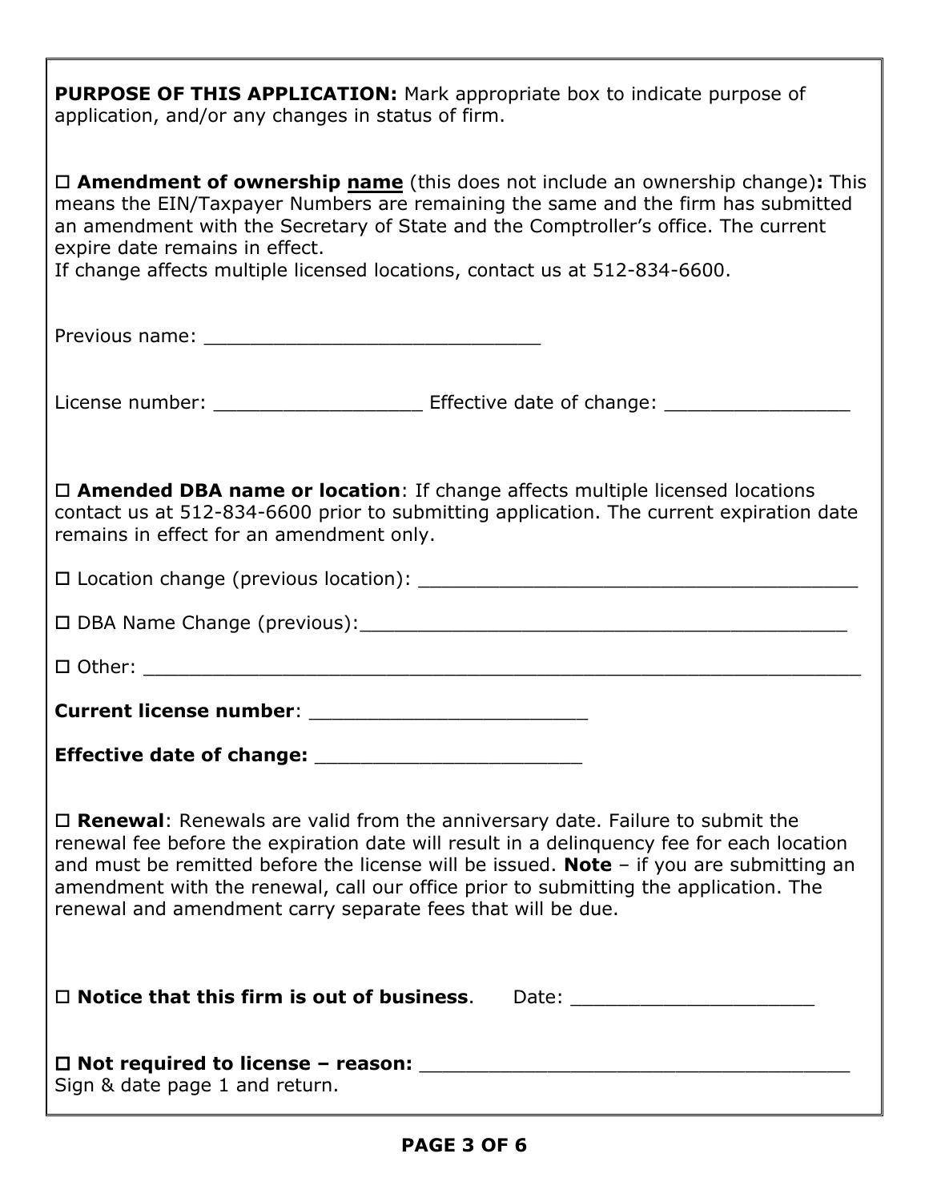**PURPOSE OF THIS APPLICATION:** Mark appropriate box to indicate purpose of application, and/or any changes in status of firm.

☐ **Amendment of ownership <u>name</u>** (this does not include an ownership change)**:** This means the EIN/Taxpayer Numbers are remaining the same and the firm has submitted an amendment with the Secretary of State and the Comptroller's office. The current expire date remains in effect.
If change affects multiple licensed locations, contact us at 512-834-6600.

Previous name: ______________________________

License number: __________________ Effective date of change: ________________

☐ **Amended DBA name or location**: If change affects multiple licensed locations contact us at 512-834-6600 prior to submitting application. The current expiration date remains in effect for an amendment only.

☐ Location change (previous location): ______________________________________

☐ DBA Name Change (previous):___________________________________________

☐ Other: ________________________________________________________________

**Current license number**: ________________________

**Effective date of change:** _______________________

☐ **Renewal**: Renewals are valid from the anniversary date. Failure to submit the renewal fee before the expiration date will result in a delinquency fee for each location and must be remitted before the license will be issued. **Note** – if you are submitting an amendment with the renewal, call our office prior to submitting the application. The renewal and amendment carry separate fees that will be due.

☐ **Notice that this firm is out of business**. Date: _____________________

☐ **Not required to license – reason:** _____________________________________
Sign & date page 1 and return.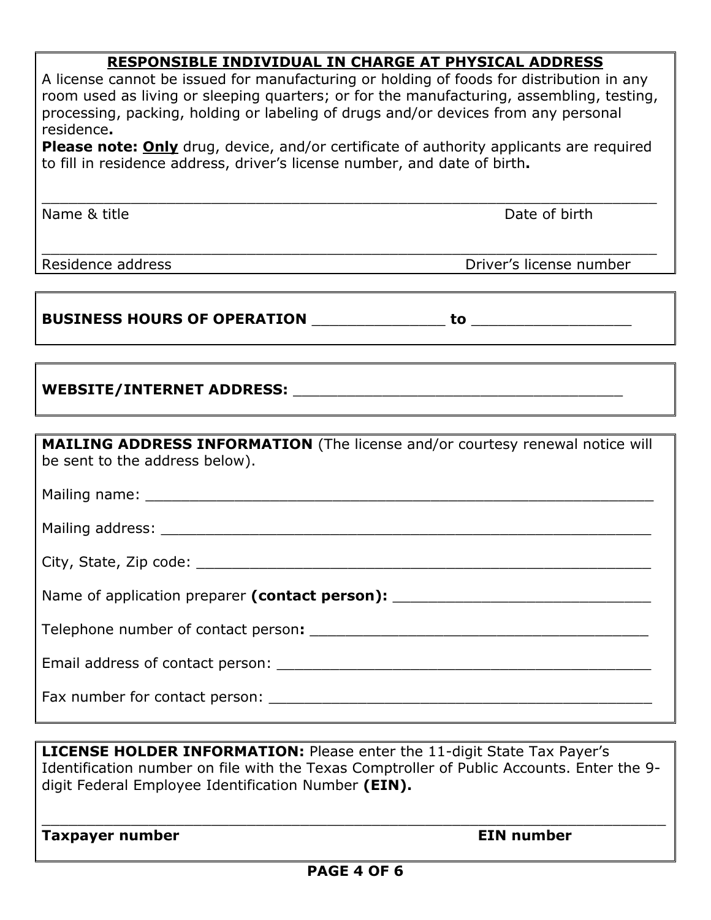## RESPONSIBLE INDIVIDUAL IN CHARGE AT PHYSICAL ADDRESS

A license cannot be issued for manufacturing or holding of foods for distribution in any room used as living or sleeping quarters; or for the manufacturing, assembling, testing, processing, packing, holding or labeling of drugs and/or devices from any personal residence.

**Please note: <u>Only</u>** drug, device, and/or certificate of authority applicants are required to fill in residence address, driver's license number, and date of birth.

_______________________________________________________________________

Name & title                                                                                   Date of birth

_______________________________________________________________________

Residence address                                                                     Driver's license number

---

**BUSINESS HOURS OF OPERATION** _______________ **to** __________________

---

**WEBSITE/INTERNET ADDRESS:** _____________________________________

---

**MAILING ADDRESS INFORMATION** (The license and/or courtesy renewal notice will be sent to the address below).

Mailing name: ___________________________________________________________

Mailing address: _________________________________________________________

City, State, Zip code: _____________________________________________________

Name of application preparer **(contact person):** ______________________________

Telephone number of contact person**:** ________________________________________

Email address of contact person: ____________________________________________

Fax number for contact person: _____________________________________________

---

**LICENSE HOLDER INFORMATION:** Please enter the 11-digit State Tax Payer's Identification number on file with the Texas Comptroller of Public Accounts. Enter the 9-digit Federal Employee Identification Number **(EIN).**

_______________________________________________________________________

**Taxpayer number**                                                                     **EIN number**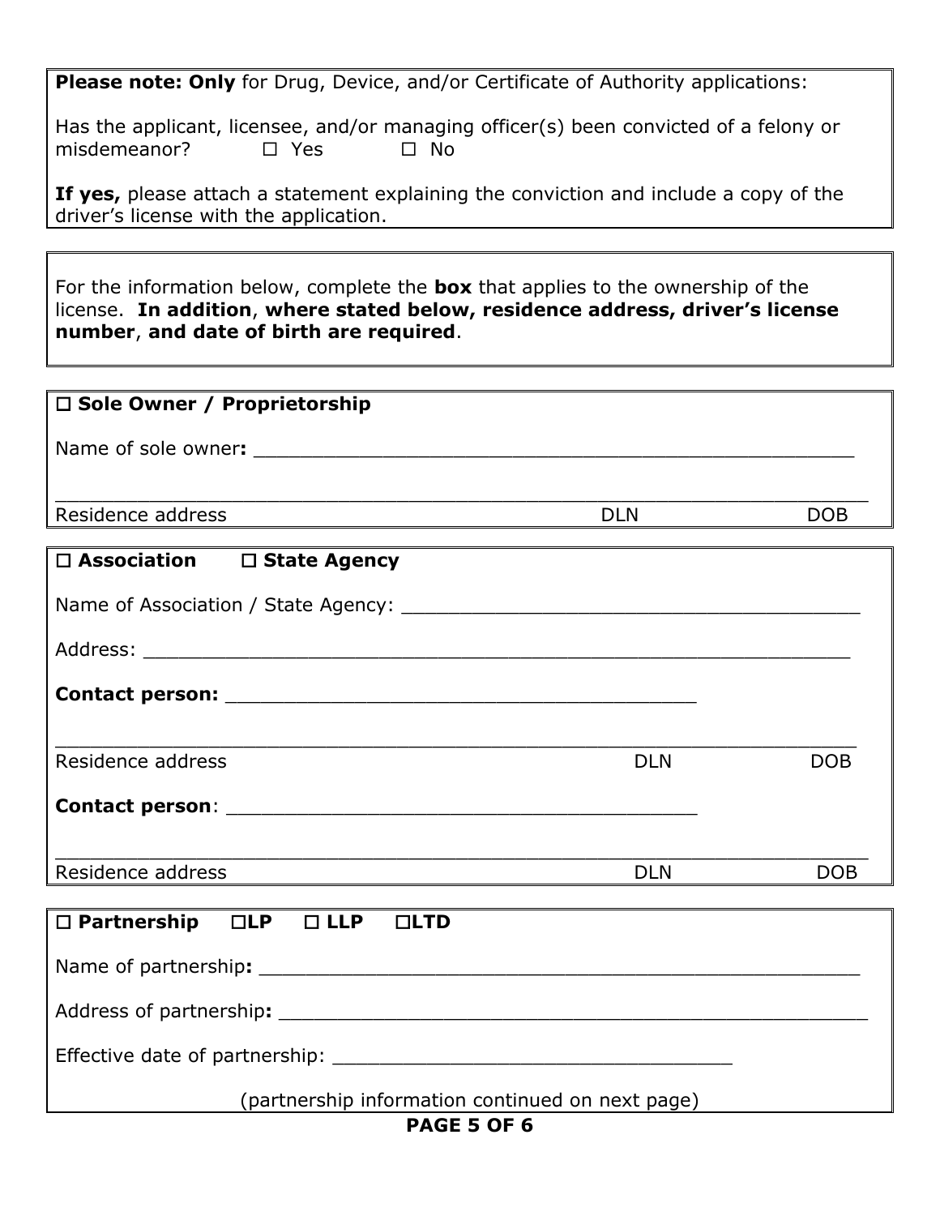**Please note: Only** for Drug, Device, and/or Certificate of Authority applications:

Has the applicant, licensee, and/or managing officer(s) been convicted of a felony or misdemeanor? ☐ Yes ☐ No

**If yes,** please attach a statement explaining the conviction and include a copy of the driver's license with the application.

---

For the information below, complete the **box** that applies to the ownership of the license. **In addition**, **where stated below, residence address, driver's license number**, **and date of birth are required**.

---

☐ **Sole Owner / Proprietorship**

Name of sole owner**:** ______________________________________________________

______________________________________________________________________

Residence address DLN DOB

---

☐ **Association** ☐ **State Agency**

Name of Association / State Agency: ________________________________________

Address: _____________________________________________________________

**Contact person:** ________________________________________

______________________________________________________________________

Residence address DLN DOB

**Contact person**: ________________________________________

______________________________________________________________________

Residence address DLN DOB

---

☐ **Partnership** ☐**LP** ☐ **LLP** ☐**LTD**

Name of partnership**:** ______________________________________________________

Address of partnership**:** ____________________________________________________

Effective date of partnership: ___________________________________

(partnership information continued on next page)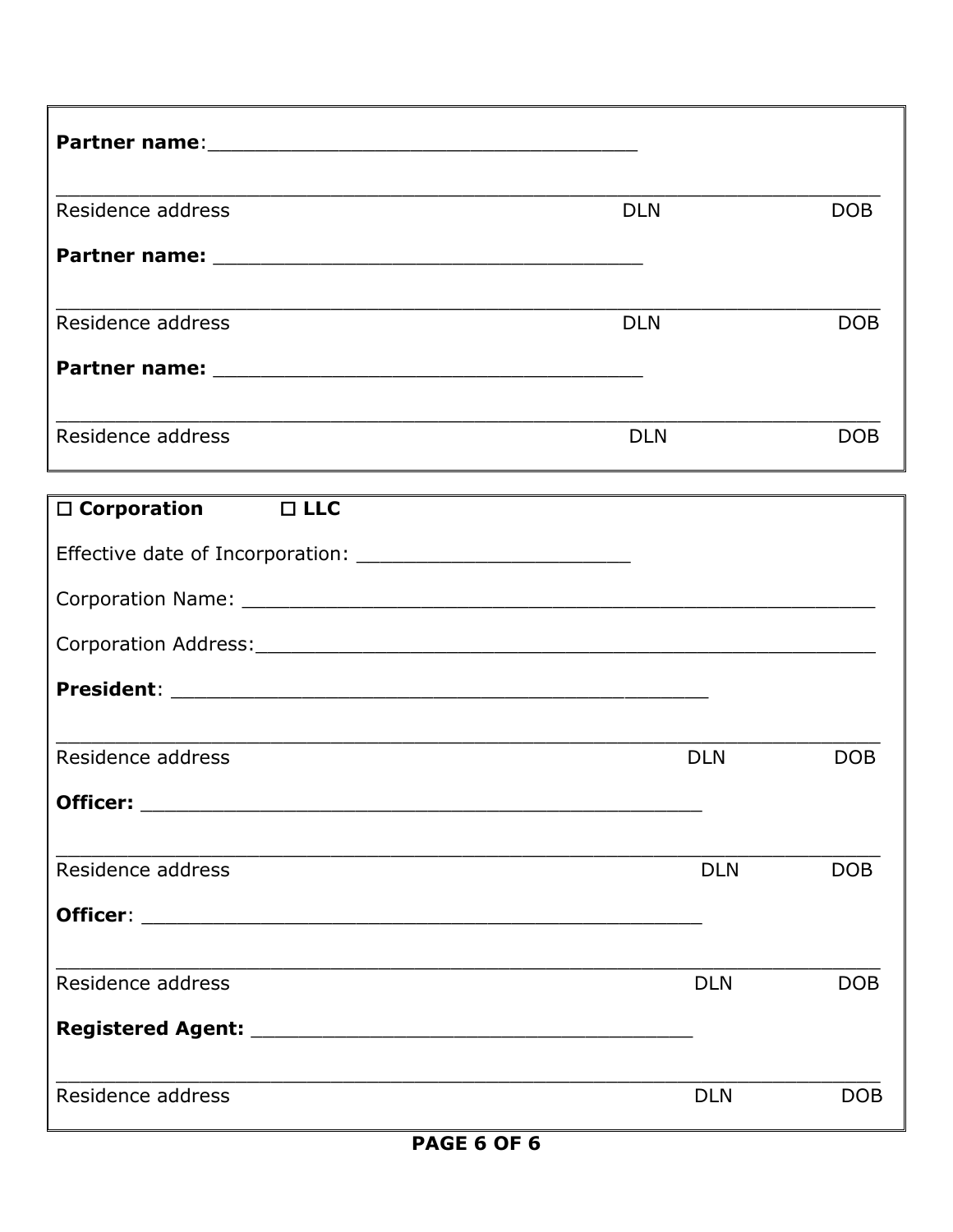**Partner name**:\_\_\_\_\_\_\_\_\_\_\_\_\_\_\_\_\_\_\_\_\_\_\_\_\_\_\_\_\_\_\_\_\_\_\_\_

\_\_\_\_\_\_\_\_\_\_\_\_\_\_\_\_\_\_\_\_\_\_\_\_\_\_\_\_\_\_\_\_\_\_\_\_\_\_\_\_\_\_\_\_\_\_\_\_\_\_\_\_\_\_\_\_\_\_\_\_\_\_\_\_\_\_\_\_

Residence address DLN DOB

**Partner name:** \_\_\_\_\_\_\_\_\_\_\_\_\_\_\_\_\_\_\_\_\_\_\_\_\_\_\_\_\_\_\_\_\_\_\_\_

\_\_\_\_\_\_\_\_\_\_\_\_\_\_\_\_\_\_\_\_\_\_\_\_\_\_\_\_\_\_\_\_\_\_\_\_\_\_\_\_\_\_\_\_\_\_\_\_\_\_\_\_\_\_\_\_\_\_\_\_\_\_\_\_\_\_\_\_

Residence address DLN DOB

**Partner name:** \_\_\_\_\_\_\_\_\_\_\_\_\_\_\_\_\_\_\_\_\_\_\_\_\_\_\_\_\_\_\_\_\_\_\_\_

\_\_\_\_\_\_\_\_\_\_\_\_\_\_\_\_\_\_\_\_\_\_\_\_\_\_\_\_\_\_\_\_\_\_\_\_\_\_\_\_\_\_\_\_\_\_\_\_\_\_\_\_\_\_\_\_\_\_\_\_\_\_\_\_\_\_\_\_

Residence address DLN DOB

---

☐ **Corporation** ☐ **LLC**

Effective date of Incorporation: \_\_\_\_\_\_\_\_\_\_\_\_\_\_\_\_\_\_\_\_\_\_\_

Corporation Name: \_\_\_\_\_\_\_\_\_\_\_\_\_\_\_\_\_\_\_\_\_\_\_\_\_\_\_\_\_\_\_\_\_\_\_\_\_\_\_\_\_\_\_\_\_\_\_\_\_\_\_\_\_

Corporation Address:\_\_\_\_\_\_\_\_\_\_\_\_\_\_\_\_\_\_\_\_\_\_\_\_\_\_\_\_\_\_\_\_\_\_\_\_\_\_\_\_\_\_\_\_\_\_\_\_\_\_\_\_

**President**: \_\_\_\_\_\_\_\_\_\_\_\_\_\_\_\_\_\_\_\_\_\_\_\_\_\_\_\_\_\_\_\_\_\_\_\_\_\_\_\_\_\_\_\_\_\_

\_\_\_\_\_\_\_\_\_\_\_\_\_\_\_\_\_\_\_\_\_\_\_\_\_\_\_\_\_\_\_\_\_\_\_\_\_\_\_\_\_\_\_\_\_\_\_\_\_\_\_\_\_\_\_\_\_\_\_\_\_\_\_\_\_\_\_\_

Residence address DLN DOB

**Officer:** \_\_\_\_\_\_\_\_\_\_\_\_\_\_\_\_\_\_\_\_\_\_\_\_\_\_\_\_\_\_\_\_\_\_\_\_\_\_\_\_\_\_\_\_\_\_\_\_

\_\_\_\_\_\_\_\_\_\_\_\_\_\_\_\_\_\_\_\_\_\_\_\_\_\_\_\_\_\_\_\_\_\_\_\_\_\_\_\_\_\_\_\_\_\_\_\_\_\_\_\_\_\_\_\_\_\_\_\_\_\_\_\_\_\_\_\_

Residence address DLN DOB

**Officer**: \_\_\_\_\_\_\_\_\_\_\_\_\_\_\_\_\_\_\_\_\_\_\_\_\_\_\_\_\_\_\_\_\_\_\_\_\_\_\_\_\_\_\_\_\_\_\_\_

\_\_\_\_\_\_\_\_\_\_\_\_\_\_\_\_\_\_\_\_\_\_\_\_\_\_\_\_\_\_\_\_\_\_\_\_\_\_\_\_\_\_\_\_\_\_\_\_\_\_\_\_\_\_\_\_\_\_\_\_\_\_\_\_\_\_\_\_

Residence address DLN DOB

**Registered Agent:** \_\_\_\_\_\_\_\_\_\_\_\_\_\_\_\_\_\_\_\_\_\_\_\_\_\_\_\_\_\_\_\_\_\_\_\_\_\_

\_\_\_\_\_\_\_\_\_\_\_\_\_\_\_\_\_\_\_\_\_\_\_\_\_\_\_\_\_\_\_\_\_\_\_\_\_\_\_\_\_\_\_\_\_\_\_\_\_\_\_\_\_\_\_\_\_\_\_\_\_\_\_\_\_\_\_\_

Residence address DLN DOB